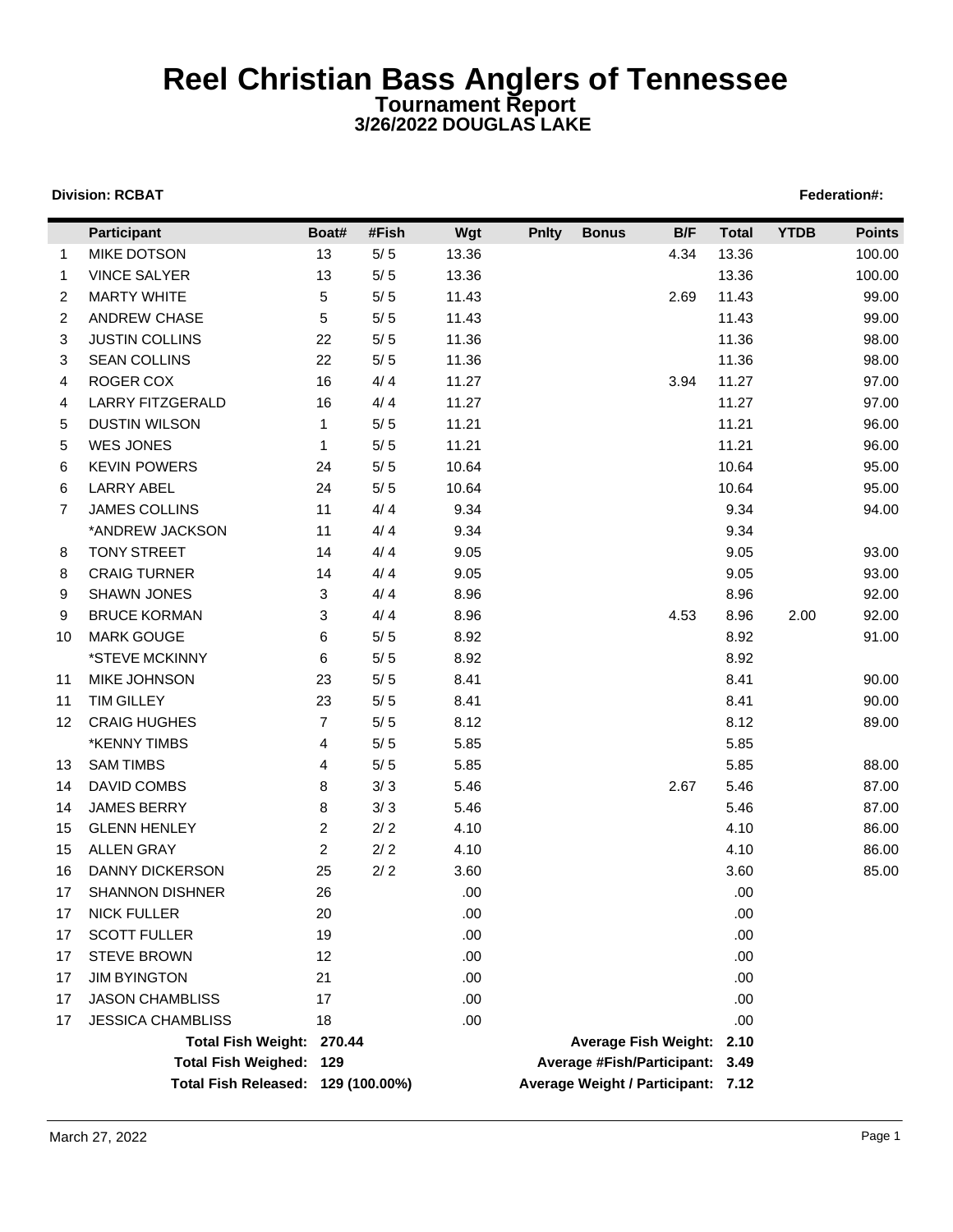# Reel Christian Bass Anglers of Tennessee

## Tournament Report

### 3/26/2022 DOUGLAS LAKE

**Division: RCBAT** **Federation#:**

| | Participant | Boat# | #Fish | Wgt | Pnlty | Bonus | B/F | Total | YTDB | Points |
|---|---|---|---|---|---|---|---|---|---|---|
| 1 | MIKE DOTSON | 13 | 5/ 5 | 13.36 | | | 4.34 | 13.36 | | 100.00 |
| 1 | VINCE SALYER | 13 | 5/ 5 | 13.36 | | | | 13.36 | | 100.00 |
| 2 | MARTY WHITE | 5 | 5/ 5 | 11.43 | | | 2.69 | 11.43 | | 99.00 |
| 2 | ANDREW CHASE | 5 | 5/ 5 | 11.43 | | | | 11.43 | | 99.00 |
| 3 | JUSTIN COLLINS | 22 | 5/ 5 | 11.36 | | | | 11.36 | | 98.00 |
| 3 | SEAN COLLINS | 22 | 5/ 5 | 11.36 | | | | 11.36 | | 98.00 |
| 4 | ROGER COX | 16 | 4/ 4 | 11.27 | | | 3.94 | 11.27 | | 97.00 |
| 4 | LARRY FITZGERALD | 16 | 4/ 4 | 11.27 | | | | 11.27 | | 97.00 |
| 5 | DUSTIN WILSON | 1 | 5/ 5 | 11.21 | | | | 11.21 | | 96.00 |
| 5 | WES JONES | 1 | 5/ 5 | 11.21 | | | | 11.21 | | 96.00 |
| 6 | KEVIN POWERS | 24 | 5/ 5 | 10.64 | | | | 10.64 | | 95.00 |
| 6 | LARRY ABEL | 24 | 5/ 5 | 10.64 | | | | 10.64 | | 95.00 |
| 7 | JAMES COLLINS | 11 | 4/ 4 | 9.34 | | | | 9.34 | | 94.00 |
| | *ANDREW JACKSON | 11 | 4/ 4 | 9.34 | | | | 9.34 | | |
| 8 | TONY STREET | 14 | 4/ 4 | 9.05 | | | | 9.05 | | 93.00 |
| 8 | CRAIG TURNER | 14 | 4/ 4 | 9.05 | | | | 9.05 | | 93.00 |
| 9 | SHAWN JONES | 3 | 4/ 4 | 8.96 | | | | 8.96 | | 92.00 |
| 9 | BRUCE KORMAN | 3 | 4/ 4 | 8.96 | | | 4.53 | 8.96 | 2.00 | 92.00 |
| 10 | MARK GOUGE | 6 | 5/ 5 | 8.92 | | | | 8.92 | | 91.00 |
| | *STEVE MCKINNY | 6 | 5/ 5 | 8.92 | | | | 8.92 | | |
| 11 | MIKE JOHNSON | 23 | 5/ 5 | 8.41 | | | | 8.41 | | 90.00 |
| 11 | TIM GILLEY | 23 | 5/ 5 | 8.41 | | | | 8.41 | | 90.00 |
| 12 | CRAIG HUGHES | 7 | 5/ 5 | 8.12 | | | | 8.12 | | 89.00 |
| | *KENNY TIMBS | 4 | 5/ 5 | 5.85 | | | | 5.85 | | |
| 13 | SAM TIMBS | 4 | 5/ 5 | 5.85 | | | | 5.85 | | 88.00 |
| 14 | DAVID COMBS | 8 | 3/ 3 | 5.46 | | | 2.67 | 5.46 | | 87.00 |
| 14 | JAMES BERRY | 8 | 3/ 3 | 5.46 | | | | 5.46 | | 87.00 |
| 15 | GLENN HENLEY | 2 | 2/ 2 | 4.10 | | | | 4.10 | | 86.00 |
| 15 | ALLEN GRAY | 2 | 2/ 2 | 4.10 | | | | 4.10 | | 86.00 |
| 16 | DANNY DICKERSON | 25 | 2/ 2 | 3.60 | | | | 3.60 | | 85.00 |
| 17 | SHANNON DISHNER | 26 | | .00 | | | | .00 | | |
| 17 | NICK FULLER | 20 | | .00 | | | | .00 | | |
| 17 | SCOTT FULLER | 19 | | .00 | | | | .00 | | |
| 17 | STEVE BROWN | 12 | | .00 | | | | .00 | | |
| 17 | JIM BYINGTON | 21 | | .00 | | | | .00 | | |
| 17 | JASON CHAMBLISS | 17 | | .00 | | | | .00 | | |
| 17 | JESSICA CHAMBLISS | 18 | | .00 | | | | .00 | | |

**Total Fish Weight:** 270.44 **Average Fish Weight:** 2.10

**Total Fish Weighed:** 129 **Average #Fish/Participant:** 3.49

**Total Fish Released:** 129 (100.00%) **Average Weight / Participant:** 7.12

March 27, 2022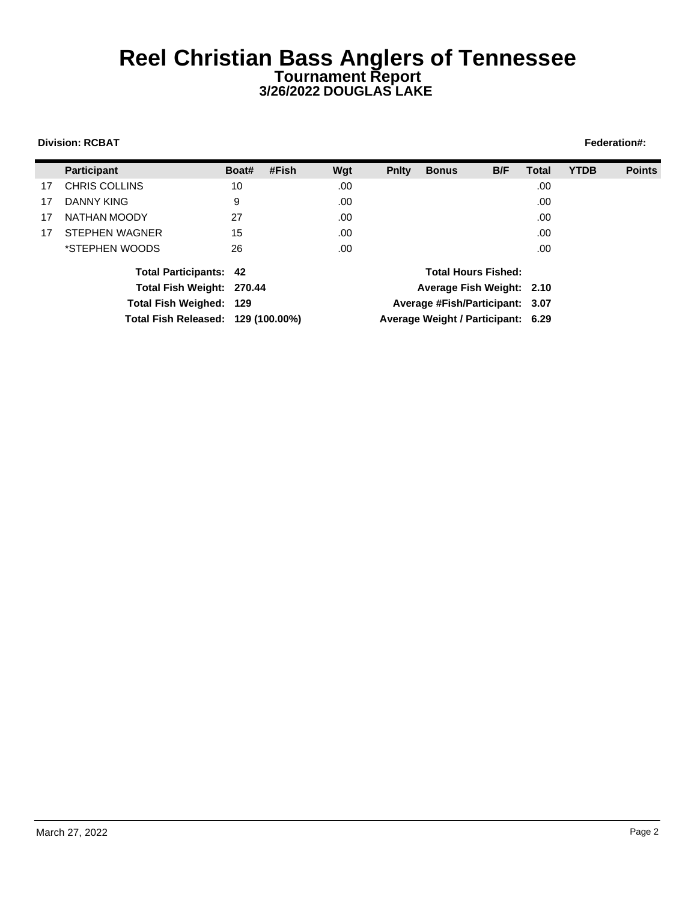# Reel Christian Bass Anglers of Tennessee

## Tournament Report

### 3/26/2022 DOUGLAS LAKE

**Division: RCBAT** **Federation#:**

| | Participant | Boat# | #Fish | Wgt | Pnlty | Bonus | B/F | Total | YTDB | Points |
|---|---|---|---|---|---|---|---|---|---|---|
| 17 | CHRIS COLLINS | 10 | | .00 | | | | .00 | | |
| 17 | DANNY KING | 9 | | .00 | | | | .00 | | |
| 17 | NATHAN MOODY | 27 | | .00 | | | | .00 | | |
| 17 | STEPHEN WAGNER | 15 | | .00 | | | | .00 | | |
| | *STEPHEN WOODS | 26 | | .00 | | | | .00 | | |

**Total Participants:** 42

**Total Fish Weight:** 270.44

**Total Fish Weighed:** 129

**Total Fish Released:** 129 (100.00%)

**Total Hours Fished:**

**Average Fish Weight:** 2.10

**Average #Fish/Participant:** 3.07

**Average Weight / Participant:** 6.29

March 27, 2022